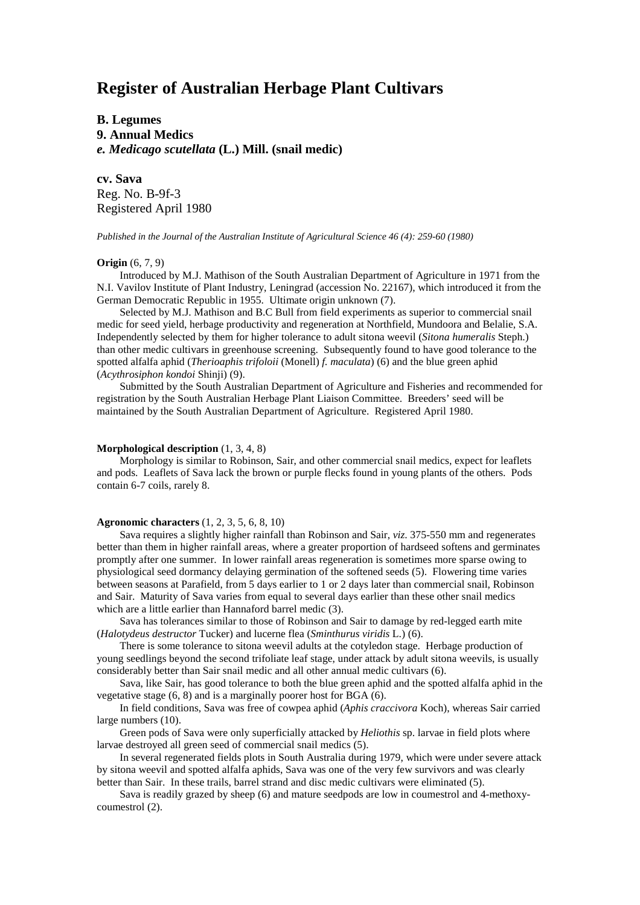# Register of Australian Herbage Plant Cultivars

**B. Legumes**
**9. Annual Medics**
***e. Medicago scutellata*** **(L.) Mill. (snail medic)**

**cv. Sava**
Reg. No. B-9f-3
Registered April 1980

*Published in the Journal of the Australian Institute of Agricultural Science 46 (4): 259-60 (1980)*

**Origin** (6, 7, 9)

Introduced by M.J. Mathison of the South Australian Department of Agriculture in 1971 from the N.I. Vavilov Institute of Plant Industry, Leningrad (accession No. 22167), which introduced it from the German Democratic Republic in 1955. Ultimate origin unknown (7).

Selected by M.J. Mathison and B.C Bull from field experiments as superior to commercial snail medic for seed yield, herbage productivity and regeneration at Northfield, Mundoora and Belalie, S.A. Independently selected by them for higher tolerance to adult sitona weevil (*Sitona humeralis* Steph.) than other medic cultivars in greenhouse screening. Subsequently found to have good tolerance to the spotted alfalfa aphid (*Therioaphis trifoloii* (Monell) *f. maculata*) (6) and the blue green aphid (*Acythrosiphon kondoi* Shinji) (9).

Submitted by the South Australian Department of Agriculture and Fisheries and recommended for registration by the South Australian Herbage Plant Liaison Committee. Breeders' seed will be maintained by the South Australian Department of Agriculture. Registered April 1980.

**Morphological description** (1, 3, 4, 8)

Morphology is similar to Robinson, Sair, and other commercial snail medics, expect for leaflets and pods. Leaflets of Sava lack the brown or purple flecks found in young plants of the others. Pods contain 6-7 coils, rarely 8.

**Agronomic characters** (1, 2, 3, 5, 6, 8, 10)

Sava requires a slightly higher rainfall than Robinson and Sair, *viz*. 375-550 mm and regenerates better than them in higher rainfall areas, where a greater proportion of hardseed softens and germinates promptly after one summer. In lower rainfall areas regeneration is sometimes more sparse owing to physiological seed dormancy delaying germination of the softened seeds (5). Flowering time varies between seasons at Parafield, from 5 days earlier to 1 or 2 days later than commercial snail, Robinson and Sair. Maturity of Sava varies from equal to several days earlier than these other snail medics which are a little earlier than Hannaford barrel medic (3).

Sava has tolerances similar to those of Robinson and Sair to damage by red-legged earth mite (*Halotydeus destructor* Tucker) and lucerne flea (*Sminthurus viridis* L.) (6).

There is some tolerance to sitona weevil adults at the cotyledon stage. Herbage production of young seedlings beyond the second trifoliate leaf stage, under attack by adult sitona weevils, is usually considerably better than Sair snail medic and all other annual medic cultivars (6).

Sava, like Sair, has good tolerance to both the blue green aphid and the spotted alfalfa aphid in the vegetative stage (6, 8) and is a marginally poorer host for BGA (6).

In field conditions, Sava was free of cowpea aphid (*Aphis craccivora* Koch), whereas Sair carried large numbers (10).

Green pods of Sava were only superficially attacked by *Heliothis* sp. larvae in field plots where larvae destroyed all green seed of commercial snail medics (5).

In several regenerated fields plots in South Australia during 1979, which were under severe attack by sitona weevil and spotted alfalfa aphids, Sava was one of the very few survivors and was clearly better than Sair. In these trails, barrel strand and disc medic cultivars were eliminated (5).

Sava is readily grazed by sheep (6) and mature seedpods are low in coumestrol and 4-methoxy-coumestrol (2).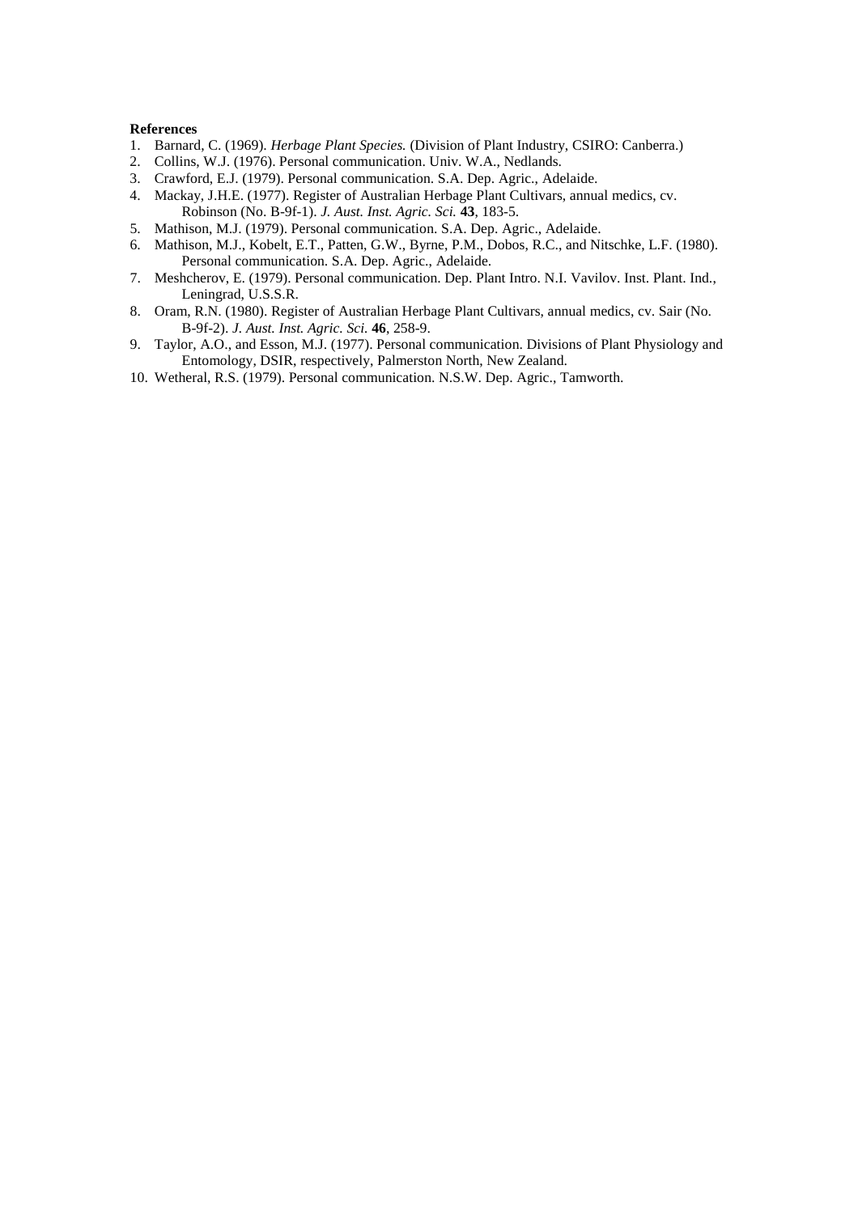**References**

1. Barnard, C. (1969). *Herbage Plant Species.* (Division of Plant Industry, CSIRO: Canberra.)
2. Collins, W.J. (1976). Personal communication. Univ. W.A., Nedlands.
3. Crawford, E.J. (1979). Personal communication. S.A. Dep. Agric., Adelaide.
4. Mackay, J.H.E. (1977). Register of Australian Herbage Plant Cultivars, annual medics, cv. Robinson (No. B-9f-1). *J. Aust. Inst. Agric. Sci.* **43**, 183-5.
5. Mathison, M.J. (1979). Personal communication. S.A. Dep. Agric., Adelaide.
6. Mathison, M.J., Kobelt, E.T., Patten, G.W., Byrne, P.M., Dobos, R.C., and Nitschke, L.F. (1980). Personal communication. S.A. Dep. Agric., Adelaide.
7. Meshcherov, E. (1979). Personal communication. Dep. Plant Intro. N.I. Vavilov. Inst. Plant. Ind., Leningrad, U.S.S.R.
8. Oram, R.N. (1980). Register of Australian Herbage Plant Cultivars, annual medics, cv. Sair (No. B-9f-2). *J. Aust. Inst. Agric. Sci.* **46**, 258-9.
9. Taylor, A.O., and Esson, M.J. (1977). Personal communication. Divisions of Plant Physiology and Entomology, DSIR, respectively, Palmerston North, New Zealand.
10. Wetheral, R.S. (1979). Personal communication. N.S.W. Dep. Agric., Tamworth.